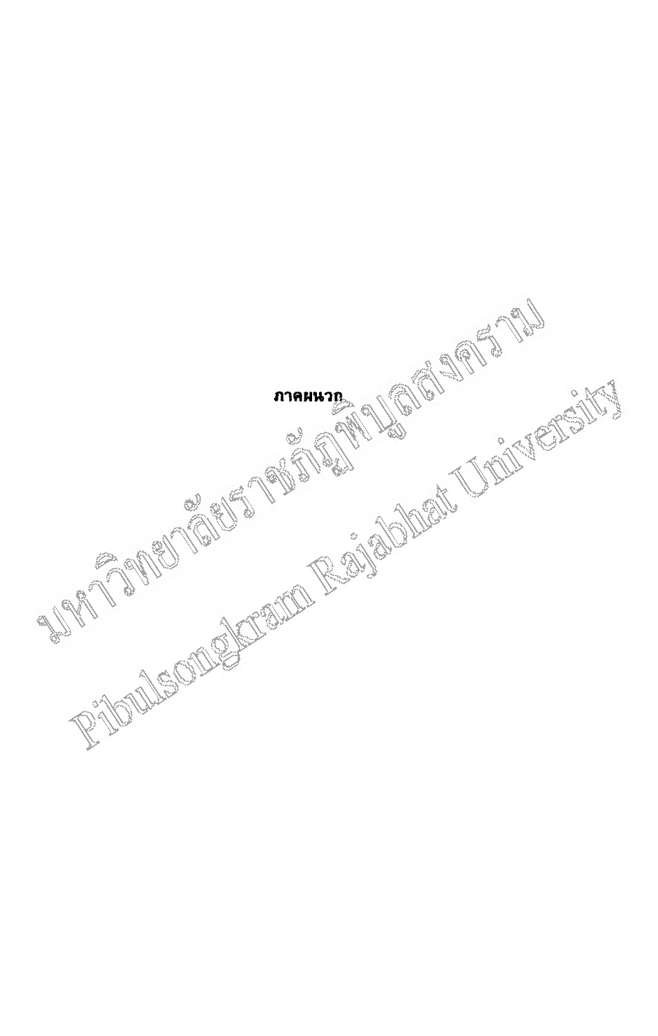# ภาคผนวก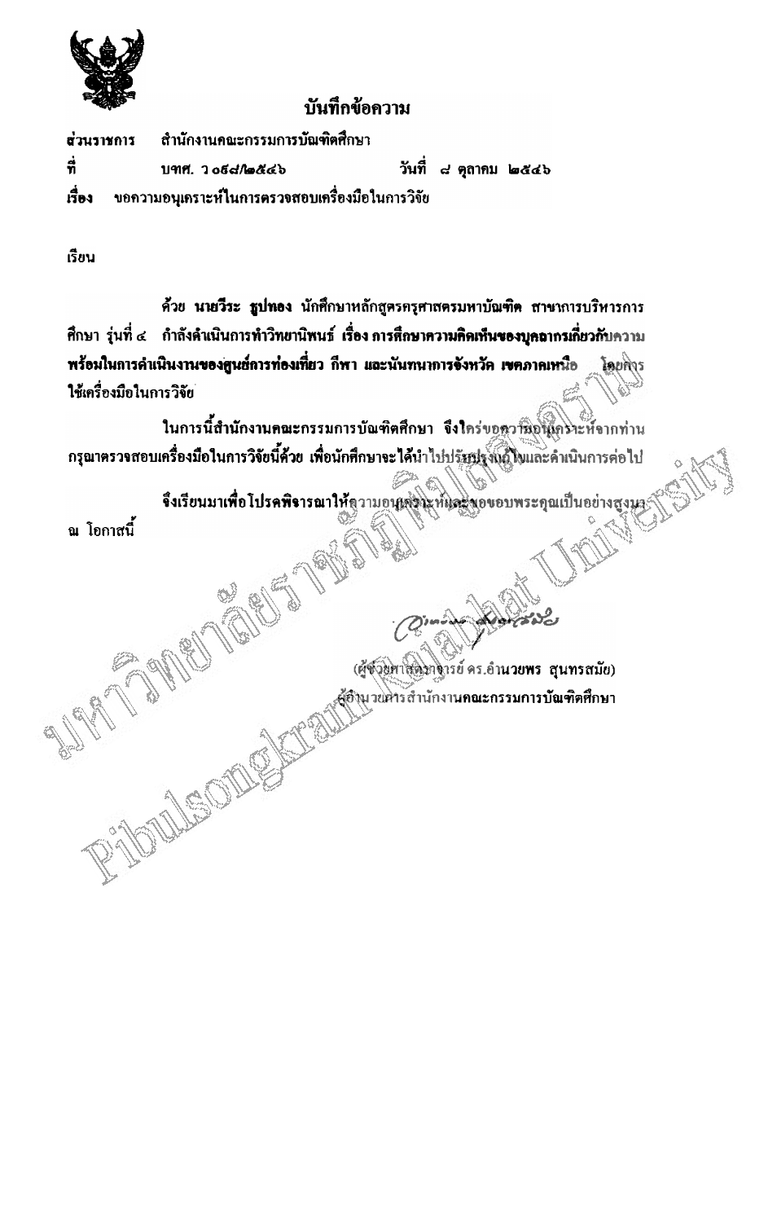# บันทึกข้อความ

**ส่วนราชการ** สำนักงานคณะกรรมการบัณฑิตศึกษา

**ที่** บฑศ. ว ๐๕๘/๒๕๔๖ **วันที่** ๘ ตุลาคม ๒๕๔๖

**เรื่อง** ขอความอนุเคราะห์ในการตรวจสอบเครื่องมือในการวิจัย

เรียน

ด้วย **นายวีระ ธูปทอง** นักศึกษาหลักสูตรครุศาสตรมหาบัณฑิต สาขาการบริหารการศึกษา รุ่นที่ ๔ กำลังดำเนินการทำวิทยานิพนธ์ เรื่อง **การศึกษาความคิดเห็นของบุคลากรเกี่ยวกับความพร้อมในการดำเนินงานของศูนย์การท่องเที่ยว กีฬา และนันทนาการจังหวัด เขตภาคเหนือ** โดยการใช้เครื่องมือในการวิจัย

ในการนี้สำนักงานคณะกรรมการบัณฑิตศึกษา จึงใคร่ขอความอนุเคราะห์จากท่าน กรุณาตรวจสอบเครื่องมือในการวิจัยนี้ด้วย เพื่อนักศึกษาจะได้นำไปปรับปรุงแก้ไขและดำเนินการต่อไป

จึงเรียนมาเพื่อโปรดพิจารณาให้ความอนุเคราะห์และขอขอบพระคุณเป็นอย่างสูงมา ณ โอกาสนี้

(ผู้ช่วยศาสตราจารย์ ดร.อำนวยพร สุนทรสมัย)

ผู้อำนวยการสำนักงานคณะกรรมการบัณฑิตศึกษา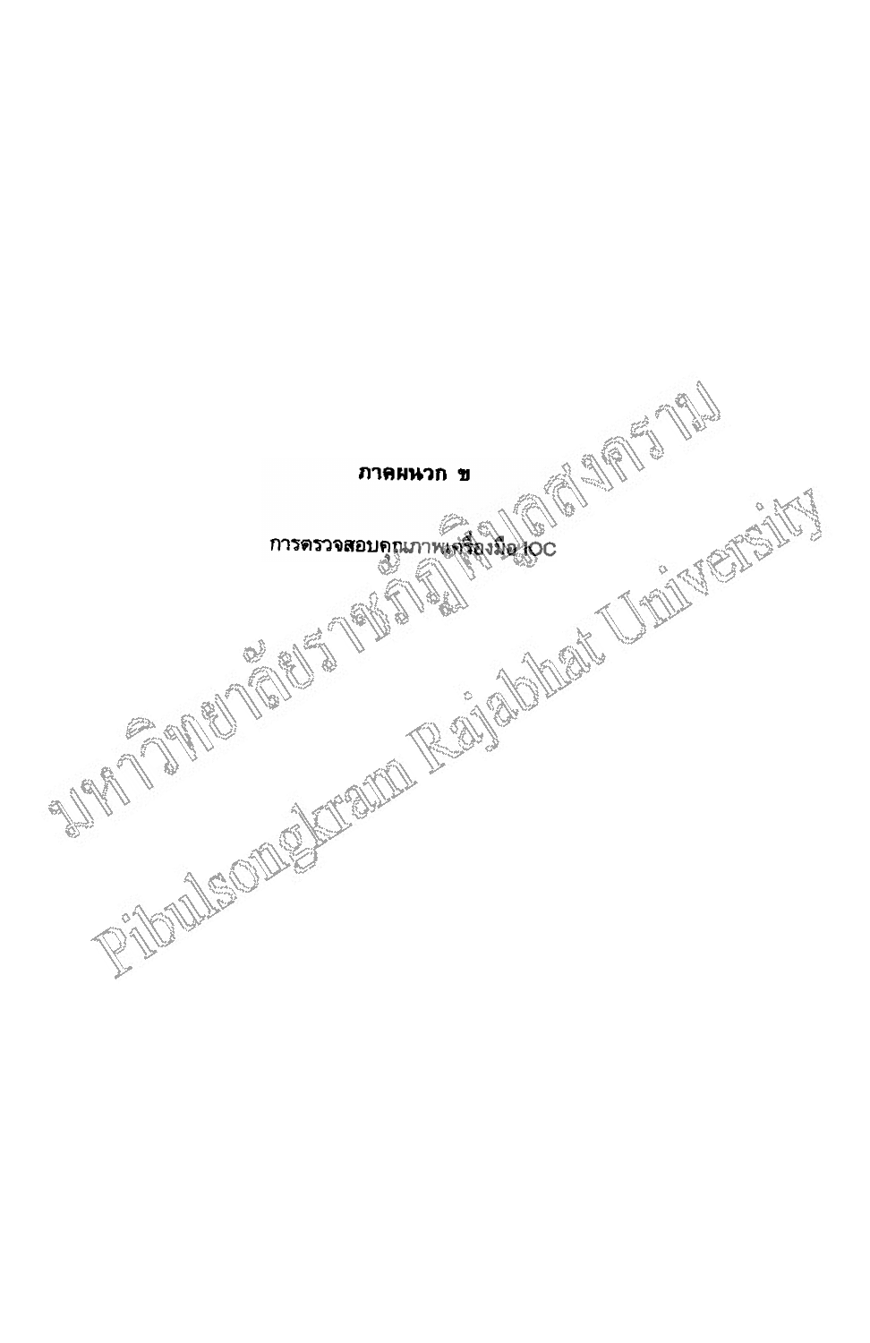# ภาคผนวก ข

การตรวจสอบคุณภาพเครื่องมือ IOC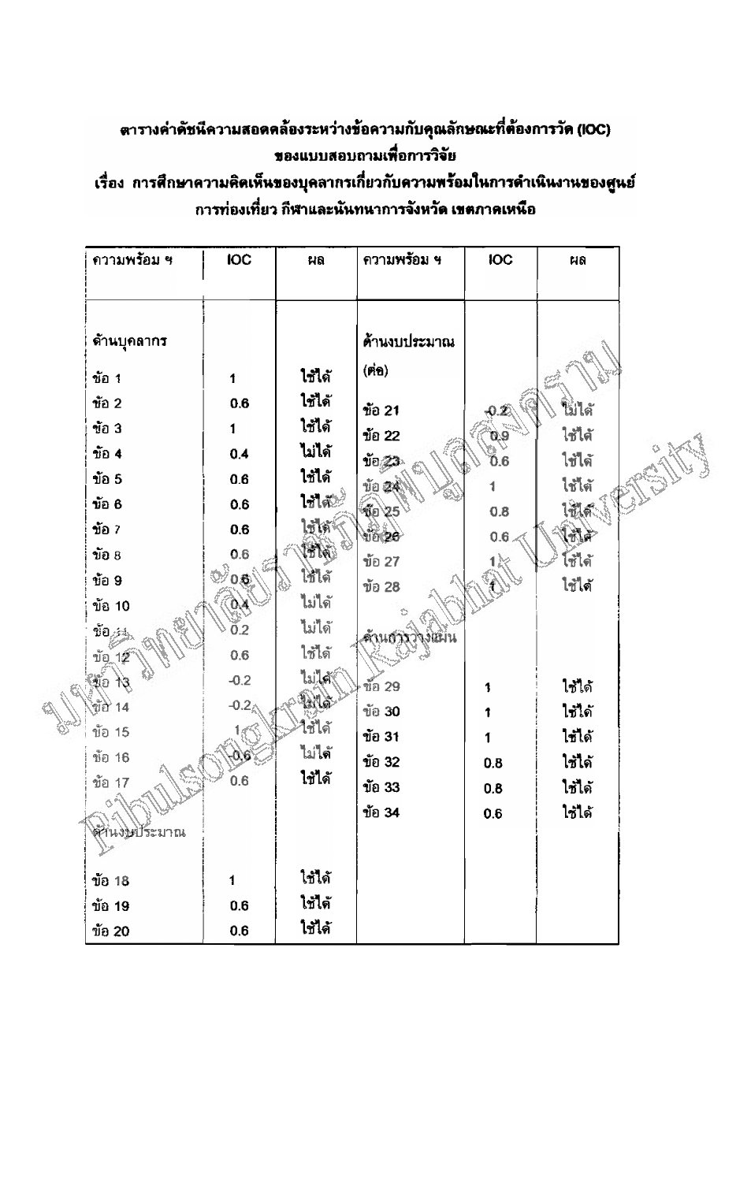## ตารางค่าดัชนีความสอดคล้องระหว่างข้อความกับคุณลักษณะที่ต้องการวัด (IOC) ของแบบสอบถามเพื่อการวิจัย

## เรื่อง การศึกษาความคิดเห็นของบุคลากรเกี่ยวกับความพร้อมในการดำเนินงานของศูนย์การท่องเที่ยว กีฬาและนันทนาการจังหวัด เขตภาคเหนือ

| ความพร้อม ฯ | IOC | ผล | ความพร้อม ฯ | IOC | ผล |
|---|---|---|---|---|---|
| ด้านบุคลากร | | | ด้านงบประมาณ (ต่อ) | | |
| ข้อ 1 | 1 | ใช้ได้ | ข้อ 21 | -0.2 | ไม่ได้ |
| ข้อ 2 | 0.6 | ใช้ได้ | ข้อ 22 | 0.9 | ใช้ได้ |
| ข้อ 3 | 1 | ใช้ได้ | ข้อ 23 | 0.6 | ใช้ได้ |
| ข้อ 4 | 0.4 | ไม่ได้ | ข้อ 24 | 1 | ใช้ได้ |
| ข้อ 5 | 0.6 | ใช้ได้ | ข้อ 25 | 0.8 | ใช้ได้ |
| ข้อ 6 | 0.6 | ใช้ได้ | ข้อ 26 | 0.6 | ใช้ได้ |
| ข้อ 7 | 0.6 | ใช้ได้ | ข้อ 27 | 1 | ใช้ได้ |
| ข้อ 8 | 0.6 | ใช้ได้ | ข้อ 28 | 1 | ใช้ได้ |
| ข้อ 9 | 0.6 | ใช้ได้ | | | |
| ข้อ 10 | 0.4 | ไม่ได้ | ด้านการวางแผน | | |
| ข้อ 11 | 0.2 | ไม่ได้ | ข้อ 29 | 1 | ใช้ได้ |
| ข้อ 12 | 0.6 | ใช้ได้ | ข้อ 30 | 1 | ใช้ได้ |
| ข้อ 13 | -0.2 | ไม่ได้ | ข้อ 31 | 1 | ใช้ได้ |
| ข้อ 14 | -0.2 | ไม่ได้ | ข้อ 32 | 0.8 | ใช้ได้ |
| ข้อ 15 | 1 | ใช้ได้ | ข้อ 33 | 0.8 | ใช้ได้ |
| ข้อ 16 | -0.6 | ไม่ได้ | ข้อ 34 | 0.6 | ใช้ได้ |
| ข้อ 17 | 0.6 | ใช้ได้ | | | |
| ด้านงบประมาณ | | | | | |
| ข้อ 18 | 1 | ใช้ได้ | | | |
| ข้อ 19 | 0.6 | ใช้ได้ | | | |
| ข้อ 20 | 0.6 | ใช้ได้ | | | |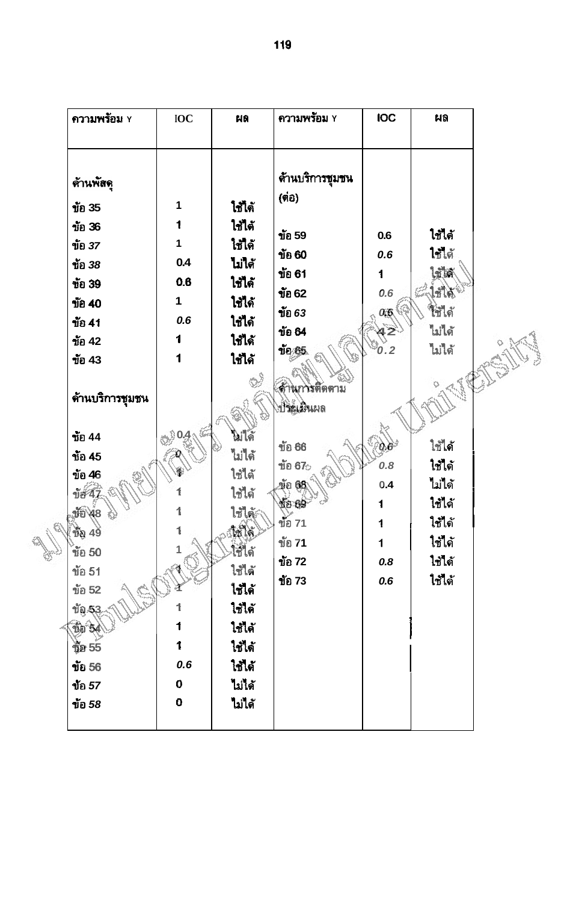| ความพร้อม Y | IOC | ผล | ความพร้อม Y | IOC | ผล |
|---|---|---|---|---|---|
| ด้านพัสดุ | | | ด้านบริการชุมชน (ต่อ) | | |
| ข้อ 35 | 1 | ใช้ได้ | ข้อ 59 | 0.6 | ใช้ได้ |
| ข้อ 36 | 1 | ใช้ได้ | ข้อ 60 | 0.6 | ใช้ได้ |
| ข้อ 37 | 1 | ใช้ได้ | ข้อ 61 | 1 | ใช้ได้ |
| ข้อ 38 | 0.4 | ไม่ได้ | ข้อ 62 | 0.6 | ใช้ได้ |
| ข้อ 39 | 0.6 | ใช้ได้ | ข้อ 63 | 0.6 | ใช้ได้ |
| ข้อ 40 | 1 | ใช้ได้ | ข้อ 64 | 42 | ไม่ได้ |
| ข้อ 41 | 0.6 | ใช้ได้ | ข้อ 65 | 0.2 | ไม่ได้ |
| ข้อ 42 | 1 | ใช้ได้ | ด้านการติดตามประเมินผล | | |
| ข้อ 43 | 1 | ใช้ได้ | ข้อ 66 | 0.6 | ใช้ได้ |
| ด้านบริการชุมชน | | | ข้อ 67 | 0.8 | ใช้ได้ |
| ข้อ 44 | 0.4 | ไม่ได้ | ข้อ 68 | 0.4 | ไม่ได้ |
| ข้อ 45 | 0 | ไม่ได้ | ข้อ 69 | 1 | ใช้ได้ |
| ข้อ 46 | 1 | ใช้ได้ | ข้อ 71 | 1 | ใช้ได้ |
| ข้อ 47 | 1 | ใช้ได้ | ข้อ 71 | 1 | ใช้ได้ |
| ข้อ 48 | 1 | ใช้ได้ | ข้อ 72 | 0.8 | ใช้ได้ |
| ข้อ 49 | 1 | ใช้ได้ | ข้อ 73 | 0.6 | ใช้ได้ |
| ข้อ 50 | 1 | ใช้ได้ | | | |
| ข้อ 51 | 1 | ใช้ได้ | | | |
| ข้อ 52 | 1 | ใช้ได้ | | | |
| ข้อ 53 | 1 | ใช้ได้ | | | |
| ข้อ 54 | 1 | ใช้ได้ | | | |
| ข้อ 55 | 1 | ใช้ได้ | | | |
| ข้อ 56 | 0.6 | ใช้ได้ | | | |
| ข้อ 57 | 0 | ไม่ได้ | | | |
| ข้อ 58 | 0 | ไม่ได้ | | | |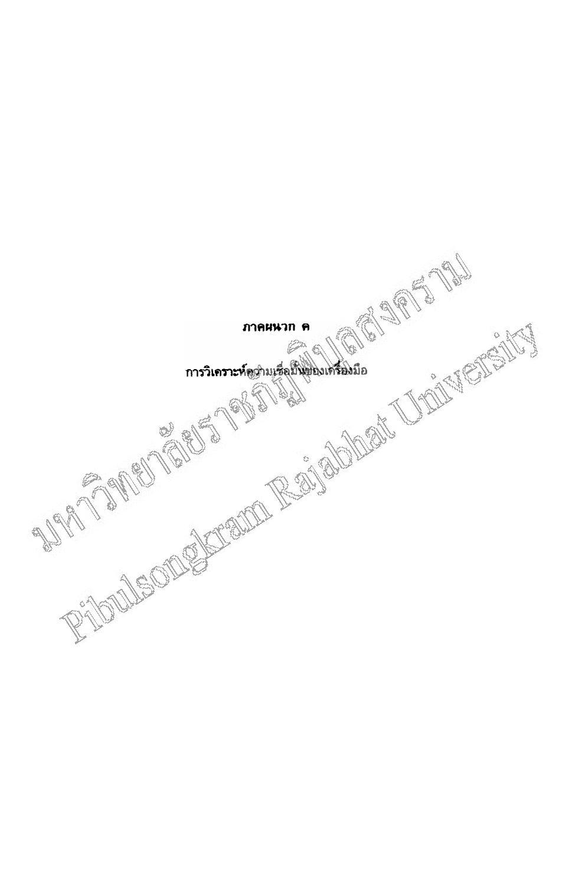# ภาคผนวก ค

## การวิเคราะห์ความเชื่อมั่นของเครื่องมือ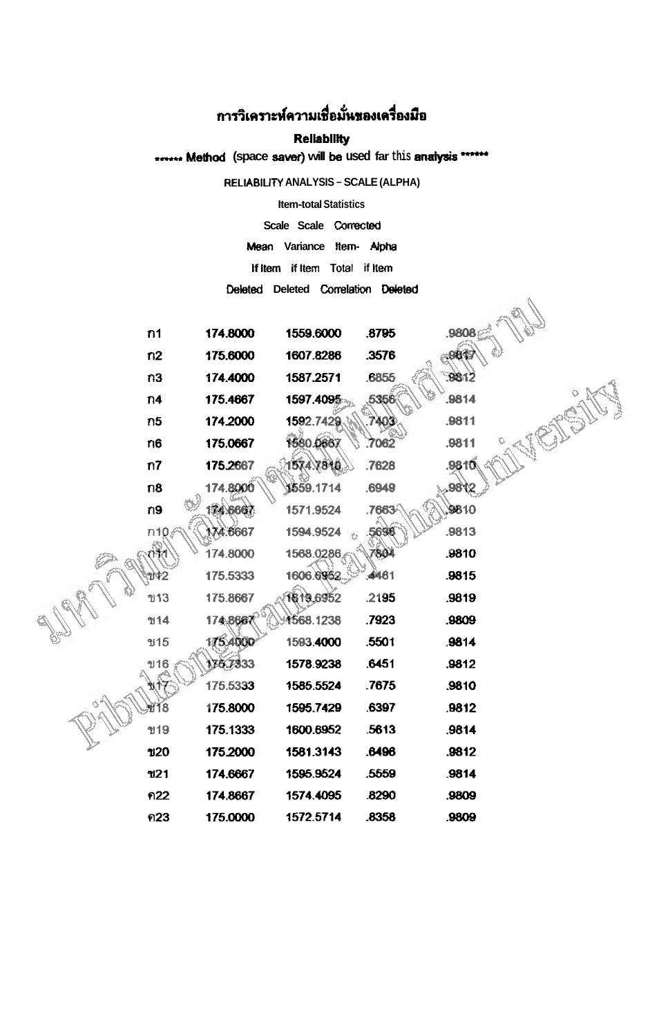# การวิเคราะห์ความเชื่อมั่นของเครื่องมือ

**Reliability**

****** **Method** (space **saver**) **will be** used far this **analysis** ******

RELIABILITY ANALYSIS – SCALE (ALPHA)

Item-total Statistics

| | Scale Mean If Item Deleted | Scale Variance if Item Deleted | Corrected Item-Total Correlation | Alpha if Item Deleted |
|---|---|---|---|---|
| ก1 | 174.8000 | 1559.6000 | .8795 | .9808 |
| ก2 | 175.6000 | 1607.8286 | .3576 | .9817 |
| ก3 | 174.4000 | 1587.2571 | .6855 | .9812 |
| ก4 | 175.4667 | 1597.4095 | .5356 | .9814 |
| ก5 | 174.2000 | 1592.7429 | .7403 | .9811 |
| ก6 | 175.0667 | 1580.0667 | .7062 | .9811 |
| ก7 | 175.2667 | 1574.7810 | .7628 | .9810 |
| ก8 | 174.8000 | 1559.1714 | .6949 | .9812 |
| ก9 | 174.6667 | 1571.9524 | .7663 | .9810 |
| ก10 | 174.6667 | 1594.9524 | .5698 | .9813 |
| ก11 | 174.8000 | 1568.0286 | .7804 | .9810 |
| ข12 | 175.5333 | 1606.6952 | .4461 | .9815 |
| ข13 | 175.8667 | 1619.6952 | .2195 | .9819 |
| ข14 | 174.8667 | 1568.1238 | .7923 | .9809 |
| ข15 | 175.4000 | 1593.4000 | .5501 | .9814 |
| ข16 | 175.7333 | 1578.9238 | .6451 | .9812 |
| ข17 | 175.5333 | 1585.5524 | .7675 | .9810 |
| ข18 | 175.8000 | 1595.7429 | .6397 | .9812 |
| ข19 | 175.1333 | 1600.6952 | .5613 | .9814 |
| ข20 | 175.2000 | 1581.3143 | .6496 | .9812 |
| ข21 | 174.6667 | 1595.9524 | .5559 | .9814 |
| ค22 | 174.8667 | 1574.4095 | .8290 | .9809 |
| ค23 | 175.0000 | 1572.5714 | .8358 | .9809 |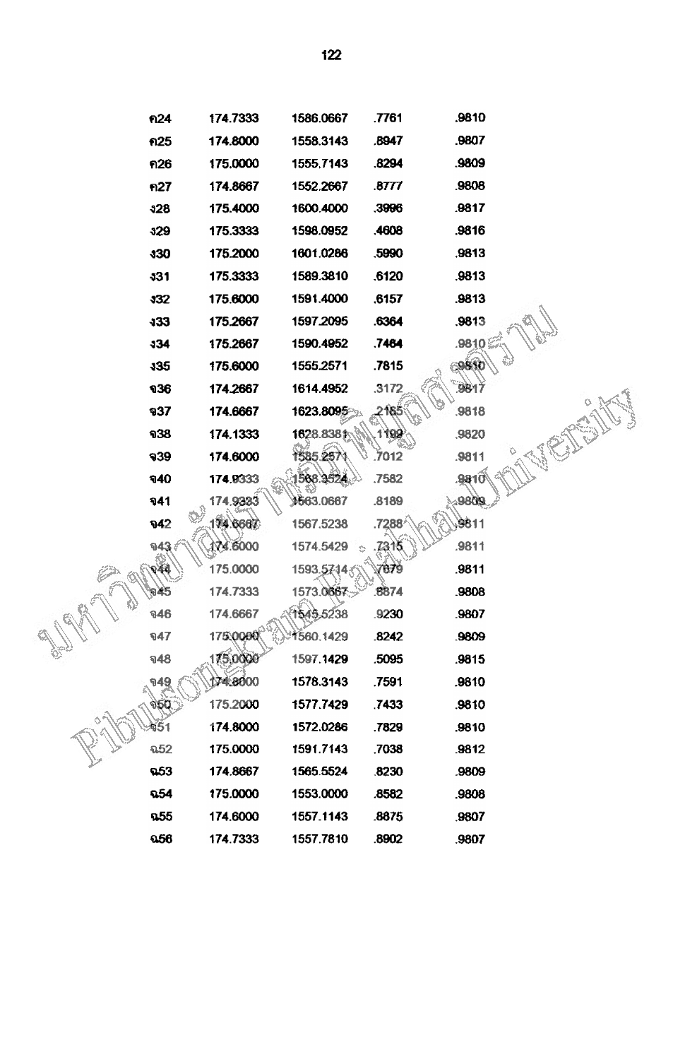| | | | | |
|---|---|---|---|---|
| ค24 | 174.7333 | 1586.0667 | .7761 | .9810 |
| ค25 | 174.8000 | 1558.3143 | .8947 | .9807 |
| ค26 | 175.0000 | 1555.7143 | .8294 | .9809 |
| ค27 | 174.8667 | 1552.2667 | .8777 | .9808 |
| ง28 | 175.4000 | 1600.4000 | .3996 | .9817 |
| ง29 | 175.3333 | 1598.0952 | .4608 | .9816 |
| ง30 | 175.2000 | 1601.0286 | .5990 | .9813 |
| ง31 | 175.3333 | 1589.3810 | .6120 | .9813 |
| ง32 | 175.6000 | 1591.4000 | .6157 | .9813 |
| ง33 | 175.2667 | 1597.2095 | .6364 | .9813 |
| ง34 | 175.2667 | 1590.4952 | .7464 | .9810 |
| ง35 | 175.6000 | 1555.2571 | .7815 | .9810 |
| จ36 | 174.2667 | 1614.4952 | .3172 | .9817 |
| จ37 | 174.6667 | 1623.8095 | .2165 | .9818 |
| จ38 | 174.1333 | 1628.8381 | .1199 | .9820 |
| จ39 | 174.6000 | 1585.2571 | .7012 | .9811 |
| จ40 | 174.9333 | 1568.3524 | .7582 | .9810 |
| จ41 | 174.9333 | 1563.0667 | .8189 | .9809 |
| จ42 | 174.6667 | 1567.5238 | .7288 | .9811 |
| จ43 | 174.6000 | 1574.5429 | .7315 | .9811 |
| จ44 | 175.0000 | 1593.5714 | .7679 | .9811 |
| จ45 | 174.7333 | 1573.0667 | .8874 | .9808 |
| จ46 | 174.6667 | 1545.5238 | .9230 | .9807 |
| จ47 | 175.0000 | 1560.1429 | .8242 | .9809 |
| จ48 | 175.0000 | 1597.1429 | .5095 | .9815 |
| จ49 | 174.8000 | 1578.3143 | .7591 | .9810 |
| จ50 | 175.2000 | 1577.7429 | .7433 | .9810 |
| จ51 | 174.8000 | 1572.0286 | .7829 | .9810 |
| ฉ52 | 175.0000 | 1591.7143 | .7038 | .9812 |
| ฉ53 | 174.8667 | 1565.5524 | .8230 | .9809 |
| ฉ54 | 175.0000 | 1553.0000 | .8582 | .9808 |
| ฉ55 | 174.6000 | 1557.1143 | .8875 | .9807 |
| ฉ56 | 174.7333 | 1557.7810 | .8902 | .9807 |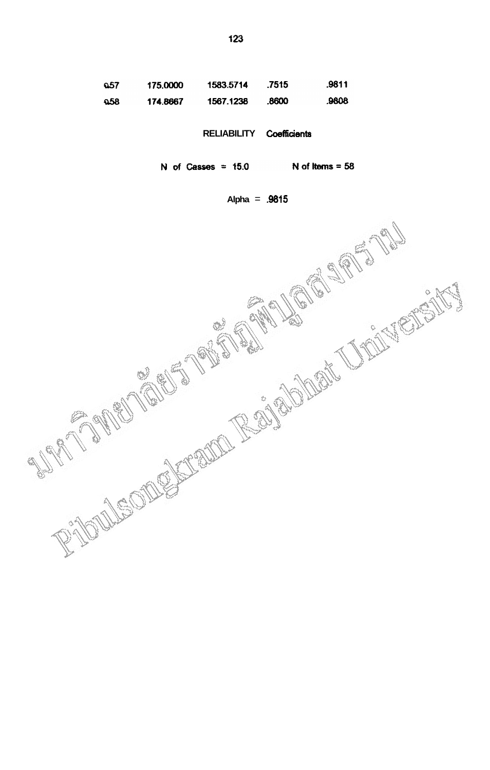| | | | | |
|---|---|---|---|---|
| ฉ57 | 175.0000 | 1583.5714 | .7515 | .9811 |
| ฉ58 | 174.8667 | 1567.1238 | .8600 | .9808 |

RELIABILITY Coefficients

N of Casses = 15.0 N of Items = 58

Alpha = .9815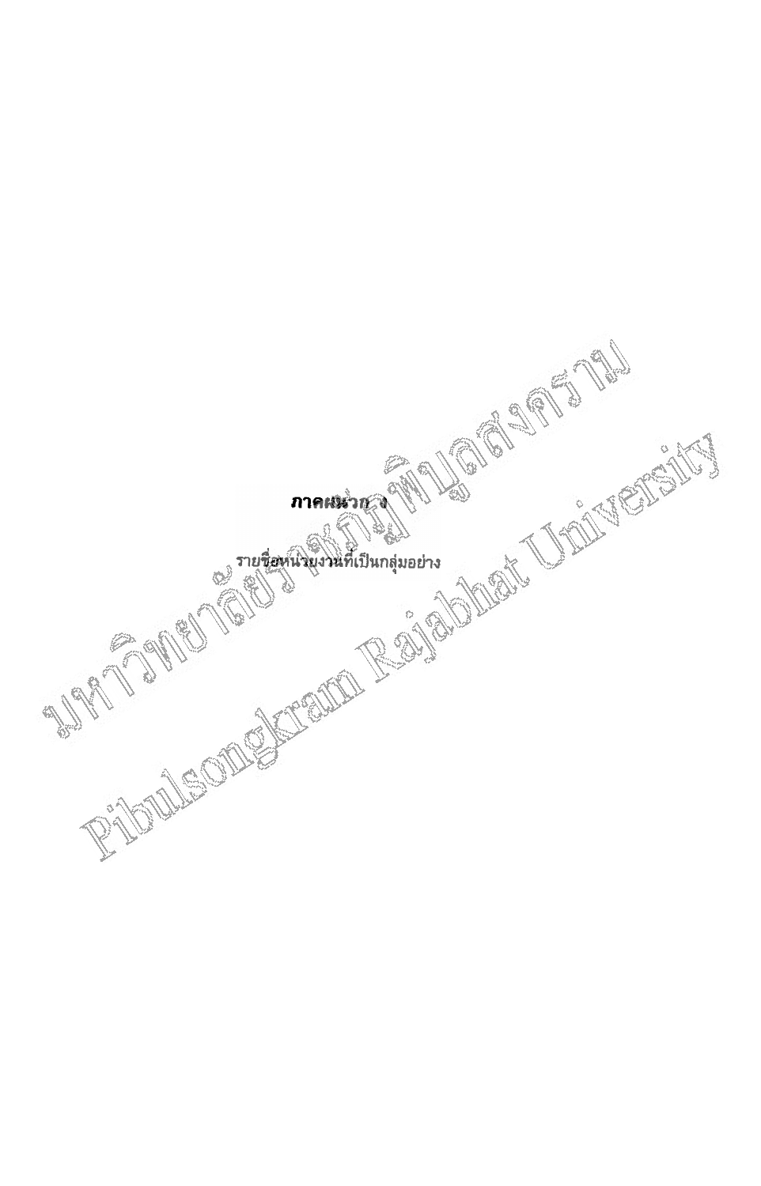# ภาคผนวก ง

รายชื่อหน่วยงานที่เป็นกลุ่มอย่าง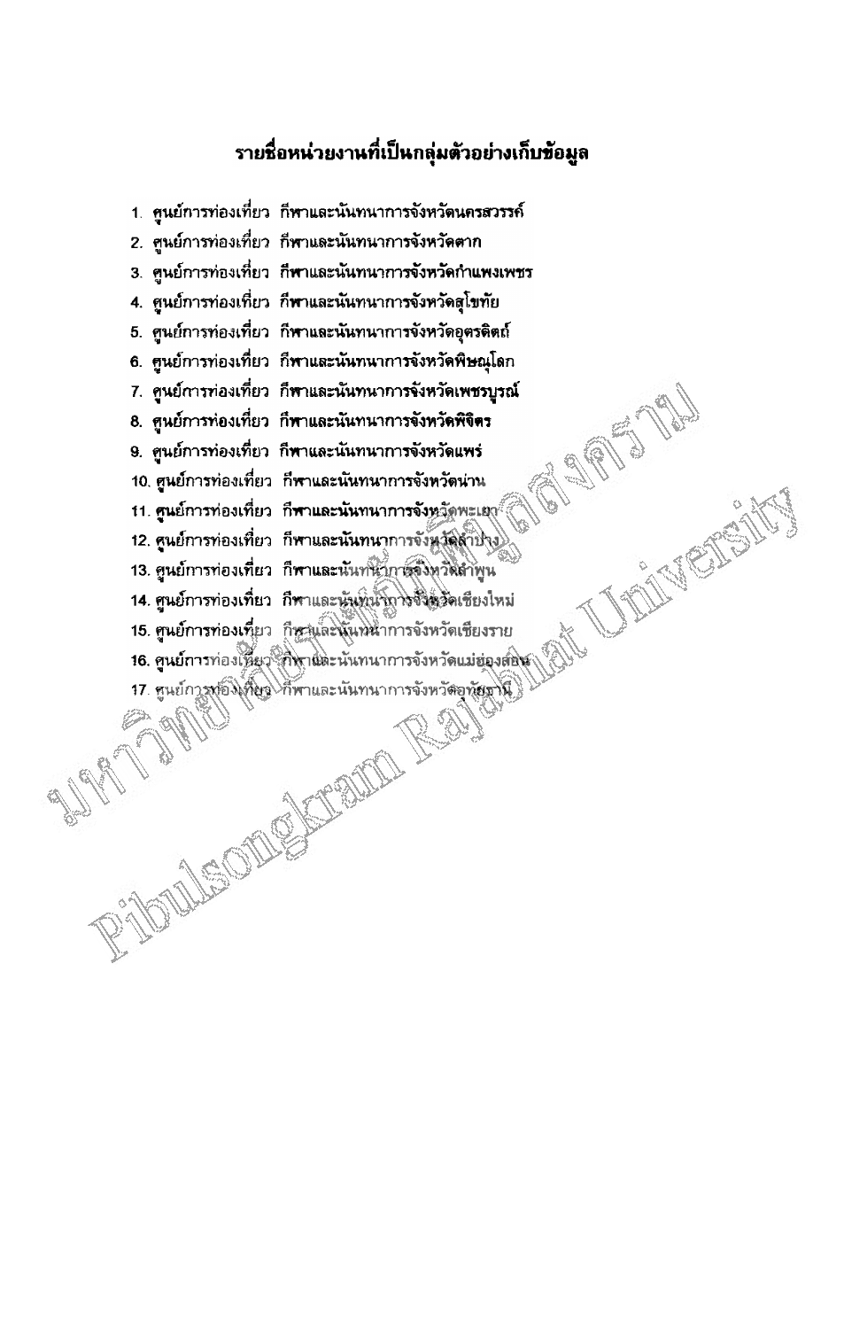## รายชื่อหน่วยงานที่เป็นกลุ่มตัวอย่างเก็บข้อมูล

1. ศูนย์การท่องเที่ยว กีฬาและนันทนาการจังหวัดนครสวรรค์
2. ศูนย์การท่องเที่ยว กีฬาและนันทนาการจังหวัดตาก
3. ศูนย์การท่องเที่ยว กีฬาและนันทนาการจังหวัดกำแพงเพชร
4. ศูนย์การท่องเที่ยว กีฬาและนันทนาการจังหวัดสุโขทัย
5. ศูนย์การท่องเที่ยว กีฬาและนันทนาการจังหวัดอุตรดิตถ์
6. ศูนย์การท่องเที่ยว กีฬาและนันทนาการจังหวัดพิษณุโลก
7. ศูนย์การท่องเที่ยว กีฬาและนันทนาการจังหวัดเพชรบูรณ์
8. ศูนย์การท่องเที่ยว กีฬาและนันทนาการจังหวัดพิจิตร
9. ศูนย์การท่องเที่ยว กีฬาและนันทนาการจังหวัดแพร่
10. ศูนย์การท่องเที่ยว กีฬาและนันทนาการจังหวัดน่าน
11. ศูนย์การท่องเที่ยว กีฬาและนันทนาการจังหวัดพะเยา
12. ศูนย์การท่องเที่ยว กีฬาและนันทนาการจังหวัดลำปาง
13. ศูนย์การท่องเที่ยว กีฬาและนันทนาการจังหวัดลำพูน
14. ศูนย์การท่องเที่ยว กีฬาและนันทนาการจังหวัดเชียงใหม่
15. ศูนย์การท่องเที่ยว กีฬาและนันทนาการจังหวัดเชียงราย
16. ศูนย์การท่องเที่ยว กีฬาและนันทนาการจังหวัดแม่ฮ่องสอน
17. ศูนย์การท่องเที่ยว กีฬาและนันทนาการจังหวัดอุทัยธานี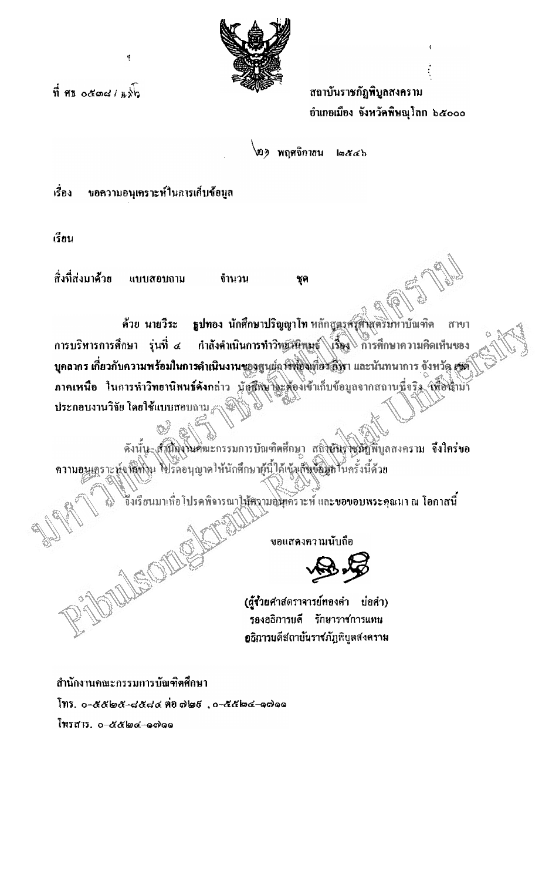ที่ ศธ ๐๕๓๘ / แว้

สถาบันราชภัฏพิบูลสงคราม
อำเภอเมือง จังหวัดพิษณุโลก ๖๕๐๐๐

๒๖ พฤศจิกายน ๒๕๔๖

เรื่อง ขอความอนุเคราะห์ในการเก็บข้อมูล

เรียน

สิ่งที่ส่งมาด้วย แบบสอบถาม จำนวน ชุด

ด้วย นายวีระ ธูปทอง นักศึกษาปริญญาโท หลักสูตรครุศาสตรมหาบัณฑิต สาขาการบริหารการศึกษา รุ่นที่ ๔ กำลังดำเนินการทำวิทยานิพนธ์ เรื่อง การศึกษาความคิดเห็นของบุคลากร เกี่ยวกับความพร้อมในการดำเนินงานของศูนย์การท่องเที่ยว กีฬา และนันทนาการ จังหวัด เขตภาคเหนือ ในการทำวิทยานิพนธ์ดังกล่าว นักศึกษาจะต้องเข้าเก็บข้อมูลจากสถานที่จริง เพื่อนำมาประกอบงานวิจัย โดยใช้แบบสอบถาม

ดังนั้น สำนักงานคณะกรรมการบัณฑิตศึกษา สถาบันราชภัฏพิบูลสงคราม จึงใคร่ขอความอนุเคราะห์จากท่าน โปรดอนุญาตให้นักศึกษาผู้นี้ได้เข้าเก็บข้อมูลในครั้งนี้ด้วย

จึงเรียนมาเพื่อโปรดพิจารณาให้ความอนุเคราะห์ และขอขอบพระคุณมา ณ โอกาสนี้

ขอแสดงความนับถือ

(ผู้ช่วยศาสตราจารย์ทองคำ บ่อคำ)
รองอธิการบดี รักษาราชการแทน
อธิการบดีสถาบันราชภัฏพิบูลสงคราม

สำนักงานคณะกรรมการบัณฑิตศึกษา
โทร. ๐-๕๕๒๕-๘๕๘๔ ต่อ ๗๒๖ , ๐-๕๕๒๔-๑๗๑๑
โทรสาร. ๐-๕๕๒๔-๑๗๑๑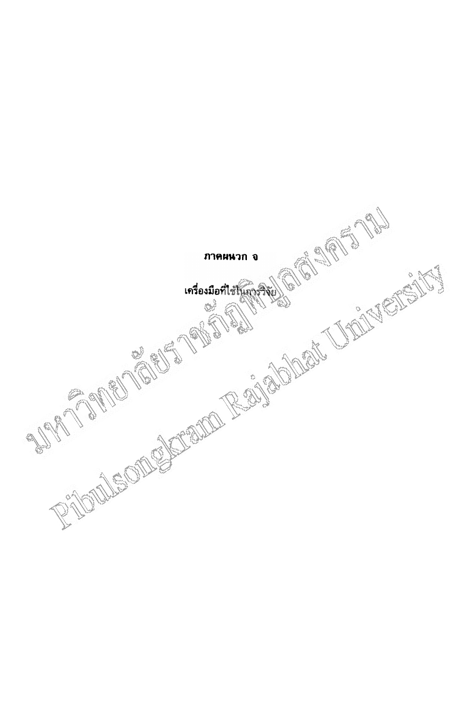# ภาคผนวก จ

## เครื่องมือที่ใช้ในการวิจัย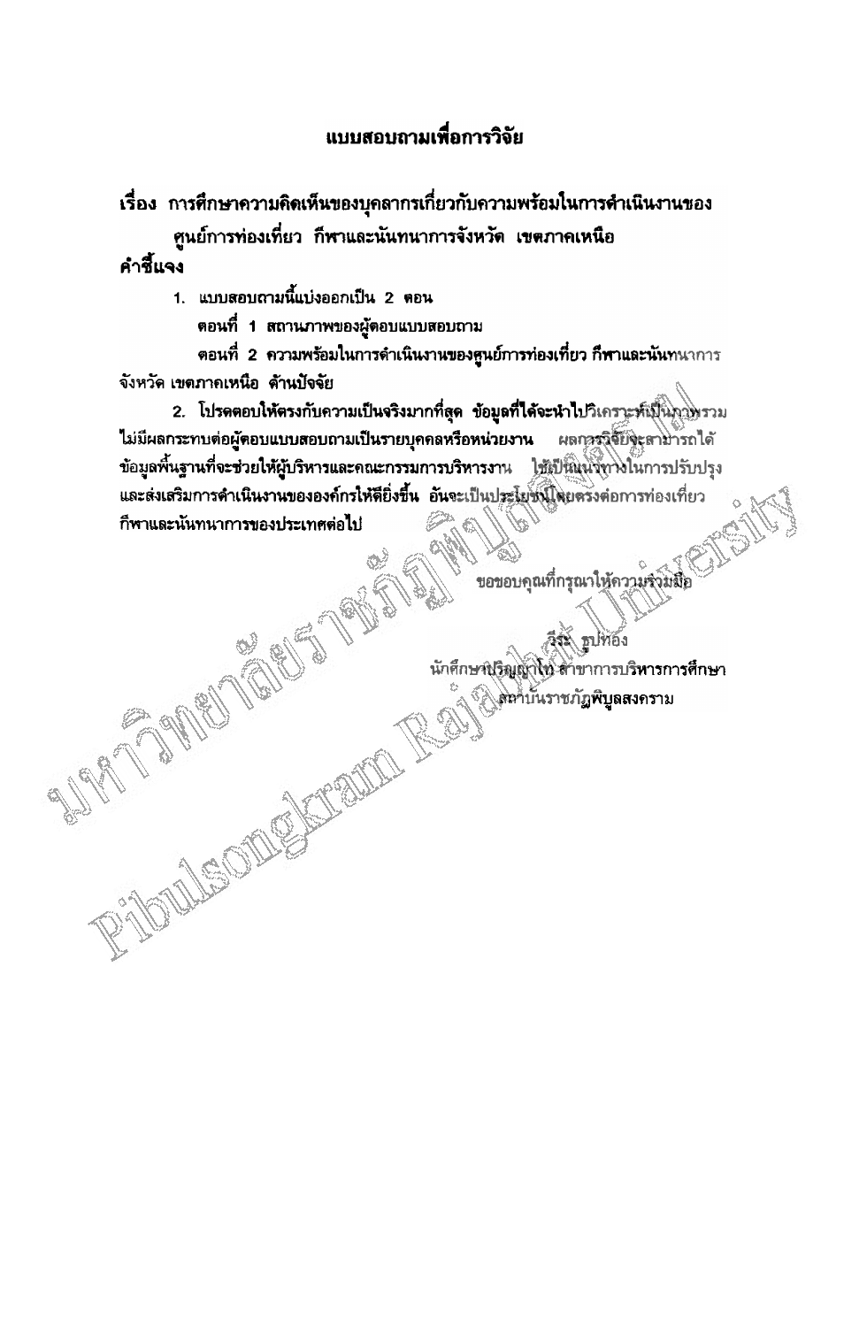# แบบสอบถามเพื่อการวิจัย

**เรื่อง การศึกษาความคิดเห็นของบุคลากรเกี่ยวกับความพร้อมในการดำเนินงานของศูนย์การท่องเที่ยว กีฬาและนันทนาการจังหวัด เขตภาคเหนือ**

**คำชี้แจง**

1. แบบสอบถามนี้แบ่งออกเป็น 2 ตอน

   ตอนที่ 1 สถานภาพของผู้ตอบแบบสอบถาม

   ตอนที่ 2 ความพร้อมในการดำเนินงานของศูนย์การท่องเที่ยว กีฬาและนันทนาการจังหวัด เขตภาคเหนือ ด้านปัจจัย

2. โปรดตอบให้ตรงกับความเป็นจริงมากที่สุด ข้อมูลที่ได้จะนำไปวิเคราะห์เป็นภาพรวม ไม่มีผลกระทบต่อผู้ตอบแบบสอบถามเป็นรายบุคคลหรือหน่วยงาน ผลการวิจัยจะสามารถได้ข้อมูลพื้นฐานที่จะช่วยให้ผู้บริหารและคณะกรรมการบริหารงาน ใช้เป็นแนวทางในการปรับปรุงและส่งเสริมการดำเนินงานขององค์กรให้ดียิ่งขึ้น อันจะเป็นประโยชน์โดยตรงต่อการท่องเที่ยว กีฬาและนันทนาการของประเทศต่อไป

ขอขอบคุณที่กรุณาให้ความร่วมมือ

วีระ ธูปทอง

นักศึกษาปริญญาโท สาขาการบริหารการศึกษา

สถาบันราชภัฏพิบูลสงคราม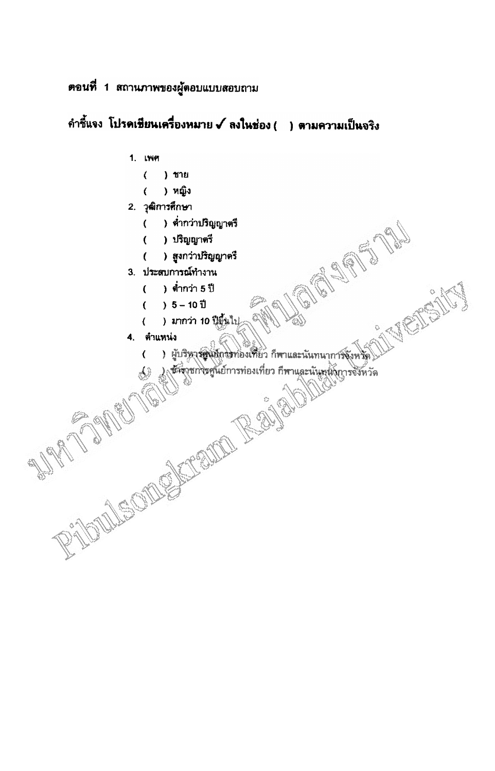**ตอนที่ 1 สถานภาพของผู้ตอบแบบสอบถาม**

**คำชี้แจง โปรดเขียนเครื่องหมาย ✓ ลงในช่อง ( ) ตามความเป็นจริง**

1. เพศ
   - ( ) ชาย
   - ( ) หญิง
2. วุฒิการศึกษา
   - ( ) ต่ำกว่าปริญญาตรี
   - ( ) ปริญญาตรี
   - ( ) สูงกว่าปริญญาตรี
3. ประสบการณ์ทำงาน
   - ( ) ต่ำกว่า 5 ปี
   - ( ) 5 – 10 ปี
   - ( ) มากกว่า 10 ปีขึ้นไป
4. ตำแหน่ง
   - ( ) ผู้บริหารศูนย์การท่องเที่ยว กีฬาและนันทนาการจังหวัด
   - ( ) ข้าราชการศูนย์การท่องเที่ยว กีฬาและนันทนาการจังหวัด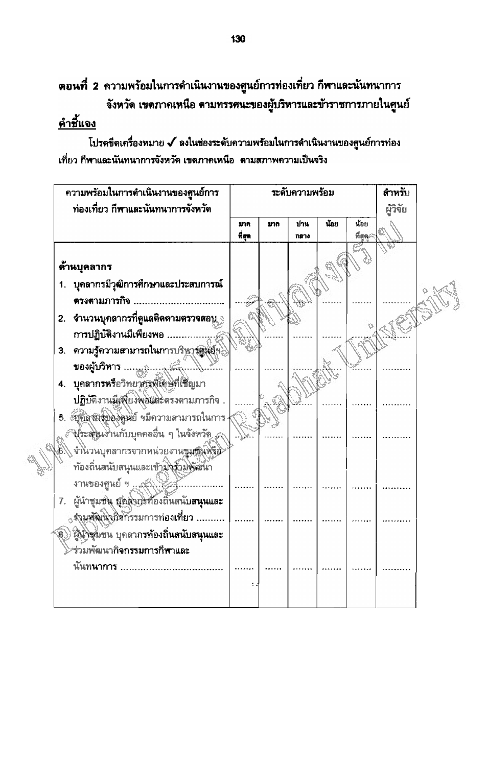**ตอนที่ 2** ความพร้อมในการดำเนินงานของศูนย์การท่องเที่ยว กีฬาและนันทนาการจังหวัด เขตภาคเหนือ ตามทรรศนะของผู้บริหารและข้าราชการภายในศูนย์

**คำชี้แจง**

โปรดขีดเครื่องหมาย ✓ ลงในช่องระดับความพร้อมในการดำเนินงานของศูนย์การท่องเที่ยว กีฬาและนันทนาการจังหวัด เขตภาคเหนือ ตามสภาพความเป็นจริง

| ความพร้อมในการดำเนินงานของศูนย์การท่องเที่ยว กีฬาและนันทนาการจังหวัด | ระดับความพร้อม | | | | | สำหรับผู้วิจัย |
|---|---|---|---|---|---|---|
| | มากที่สุด | มาก | ปานกลาง | น้อย | น้อยที่สุด | |
| **ด้านบุคลากร** | | | | | | |
| 1. บุคลากรมีวุฒิการศึกษาและประสบการณ์ตรงตามภารกิจ ................................ | ....... | ....... | ....... | ....... | ....... | .......... |
| 2. จำนวนบุคลากรที่ดูแลติดตามตรวจสอบการปฏิบัติงานมีเพียงพอ ...................... | ....... | ....... | ....... | ....... | ....... | .......... |
| 3. ความรู้ความสามารถในการบริหารศูนย์ฯ ของผู้บริหาร ...................................... | ....... | ....... | ....... | ....... | ....... | .......... |
| 4. บุคลากรหรือวิทยากรพิเศษที่เชิญมาปฏิบัติงานมีเพียงพอและตรงตามภารกิจ . | ....... | ....... | ....... | ....... | ....... | .......... |
| 5. บุคลากรของศูนย์ ฯมีความสามารถในการประสานงานกับบุคคลอื่น ๆ ในจังหวัด ... | ....... | ....... | ....... | ....... | ....... | .......... |
| 6. จำนวนบุคลากรจากหน่วยงานชุมชนหรือท้องถิ่นสนับสนุนและเข้ามาร่วมพัฒนางานของศูนย์ ฯ ................................ | ....... | ....... | ....... | ....... | ....... | .......... |
| 7. ผู้นำชุมชน บุคลากรท้องถิ่นสนับสนุนและร่วมพัฒนากิจกรรมการท่องเที่ยว .......... | ....... | ....... | ....... | ....... | ....... | .......... |
| 8. ผู้นำชุมชน บุคลากรท้องถิ่นสนับสนุนและร่วมพัฒนากิจกรรมการกีฬาและนันทนาการ .................................... | ....... | ....... | ....... | ....... | ....... | .......... |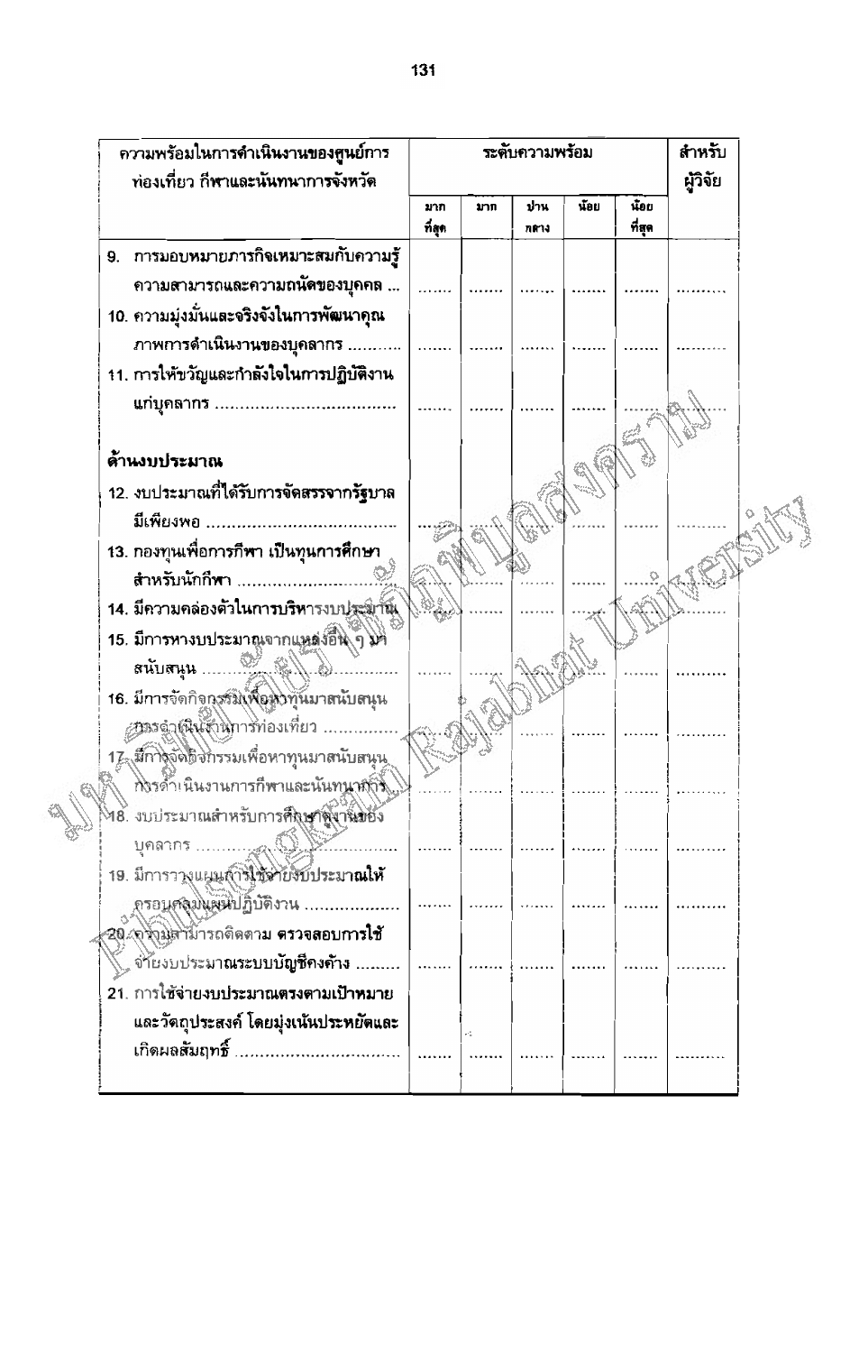| ความพร้อมในการดำเนินงานของศูนย์การท่องเที่ยว กีฬาและนันทนาการจังหวัด | ระดับความพร้อม | | | | | สำหรับผู้วิจัย |
|---|---|---|---|---|---|---|
| | มากที่สุด | มาก | ปานกลาง | น้อย | น้อยที่สุด | |
| 9. การมอบหมายภารกิจเหมาะสมกับความรู้ ความสามารถและความถนัดของบุคคล ... | ....... | ....... | ....... | ....... | ....... | .......... |
| 10. ความมุ่งมั่นและจริงจังในการพัฒนาคุณภาพการดำเนินงานของบุคลากร ........... | ....... | ....... | ....... | ....... | ....... | .......... |
| 11. การให้ขวัญและกำลังใจในการปฏิบัติงานแก่บุคลากร .................................... | ....... | ....... | ....... | ....... | ....... | .......... |
| **ด้านงบประมาณ** | | | | | | |
| 12. งบประมาณที่ได้รับการจัดสรรจากรัฐบาลมีเพียงพอ ...................................... | ....... | ....... | ....... | ....... | ....... | .......... |
| 13. กองทุนเพื่อการกีฬา เป็นทุนการศึกษาสำหรับนักกีฬา ........................................ | ....... | ....... | ....... | ....... | ....... | .......... |
| 14. มีความคล่องตัวในการบริหารงบประมาณ | ....... | ....... | ....... | ....... | ....... | .......... |
| 15. มีการหางบประมาณจากแหล่งอื่น ๆ มาสนับสนุน ................................................ | ....... | ....... | ....... | ....... | ....... | .......... |
| 16. มีการจัดกิจกรรมเพื่อหาทุนมาสนับสนุนการดำเนินงานการท่องเที่ยว ............... | ....... | ....... | ....... | ....... | ....... | .......... |
| 17. มีการจัดกิจกรรมเพื่อหาทุนมาสนับสนุนการดำเนินงานการกีฬาและนันทนาการ... | ....... | ....... | ....... | ....... | ....... | .......... |
| 18. งบประมาณสำหรับการศึกษาดูงานของบุคลากร .................................................. | ....... | ....... | ....... | ....... | ....... | .......... |
| 19. มีการวางแผนการใช้จ่ายงบประมาณให้ครอบคลุมแผนปฏิบัติงาน .................... | ....... | ....... | ....... | ....... | ....... | .......... |
| 20. ความสามารถติดตาม ตรวจสอบการใช้จ่ายงบประมาณระบบบัญชีคงค้าง ......... | ....... | ....... | ....... | ....... | ....... | .......... |
| 21. การใช้จ่ายงบประมาณตรงตามเป้าหมายและวัตถุประสงค์ โดยมุ่งเน้นประหยัดและเกิดผลสัมฤทธิ์ .................................. | ....... | ....... | ....... | ....... | ....... | .......... |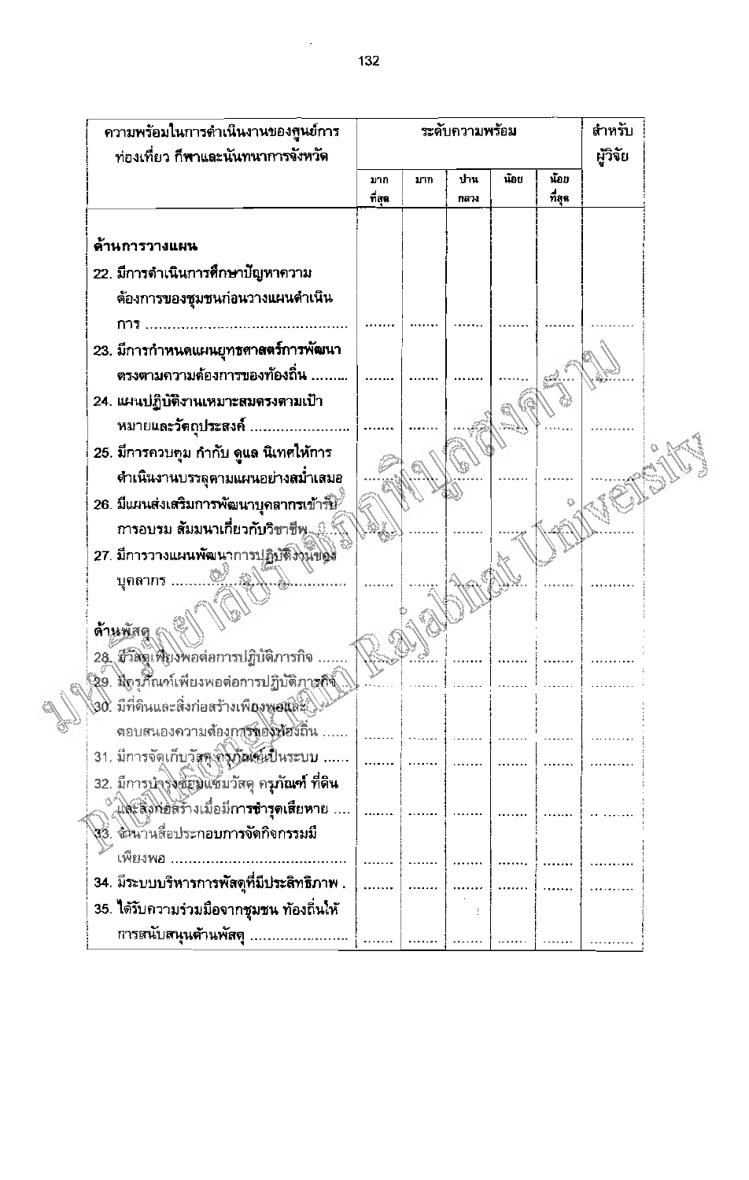| ความพร้อมในการดำเนินงานของศูนย์การท่องเที่ยว กีฬาและนันทนาการจังหวัด | ระดับความพร้อม | | | | | สำหรับผู้วิจัย |
|---|---|---|---|---|---|---|
| | มากที่สุด | มาก | ปานกลาง | น้อย | น้อยที่สุด | |
| **ด้านการวางแผน** | | | | | | |
| 22. มีการดำเนินการศึกษาปัญหาความต้องการของชุมชนก่อนวางแผนดำเนินการ ........................................... | ....... | ....... | ....... | ....... | ....... | .......... |
| 23. มีการกำหนดแผนยุทธศาสตร์การพัฒนาตรงตามความต้องการของท้องถิ่น ......... | ....... | ....... | ....... | ....... | ....... | .......... |
| 24. แผนปฏิบัติงานเหมาะสมตรงตามเป้าหมายและวัตถุประสงค์ ....................... | ....... | ....... | ....... | ....... | ....... | .......... |
| 25. มีการควบคุม กำกับ ดูแล นิเทศให้การดำเนินงานบรรลุตามแผนอย่างสม่ำเสมอ | ....... | ....... | ....... | ....... | ....... | .......... |
| 26. มีแผนส่งเสริมการพัฒนาบุคลากรเข้ารับการอบรม สัมมนาเกี่ยวกับวิชาชีพ ....... | ....... | ....... | ....... | ....... | ....... | .......... |
| 27. มีการวางแผนพัฒนาการปฏิบัติงานของบุคลากร ........................................... | ....... | ....... | ....... | ....... | ....... | .......... |
| **ด้านพัสดุ** | | | | | | |
| 28. มีวัสดุเพียงพอต่อการปฏิบัติภารกิจ ....... | ....... | ....... | ....... | ....... | ....... | .......... |
| 29. มีครุภัณฑ์เพียงพอต่อการปฏิบัติภารกิจ .. | ....... | ....... | ....... | ....... | ....... | .......... |
| 30. มีที่ดินและสิ่งก่อสร้างเพียงพอและตอบสนองความต้องการของท้องถิ่น ...... | ....... | ....... | ....... | ....... | ....... | .......... |
| 31. มีการจัดเก็บวัสดุ ครุภัณฑ์เป็นระบบ ...... | ....... | ....... | ....... | ....... | ....... | .......... |
| 32. มีการบำรุงซ่อมแซมวัสดุ ครุภัณฑ์ ที่ดินและสิ่งก่อสร้างเมื่อมีการชำรุดเสียหาย .... | ....... | ....... | ....... | ....... | ....... | .......... |
| 33. จำนวนสื่อประกอบการจัดกิจกรรมมีเพียงพอ .............................................. | ....... | ....... | ....... | ....... | ....... | .......... |
| 34. มีระบบบริหารการพัสดุที่มีประสิทธิภาพ . | ....... | ....... | ....... | ....... | ....... | .......... |
| 35. ได้รับความร่วมมือจากชุมชน ท้องถิ่นให้การสนับสนุนด้านพัสดุ ........................ | ....... | ....... | ....... | ....... | ....... | .......... |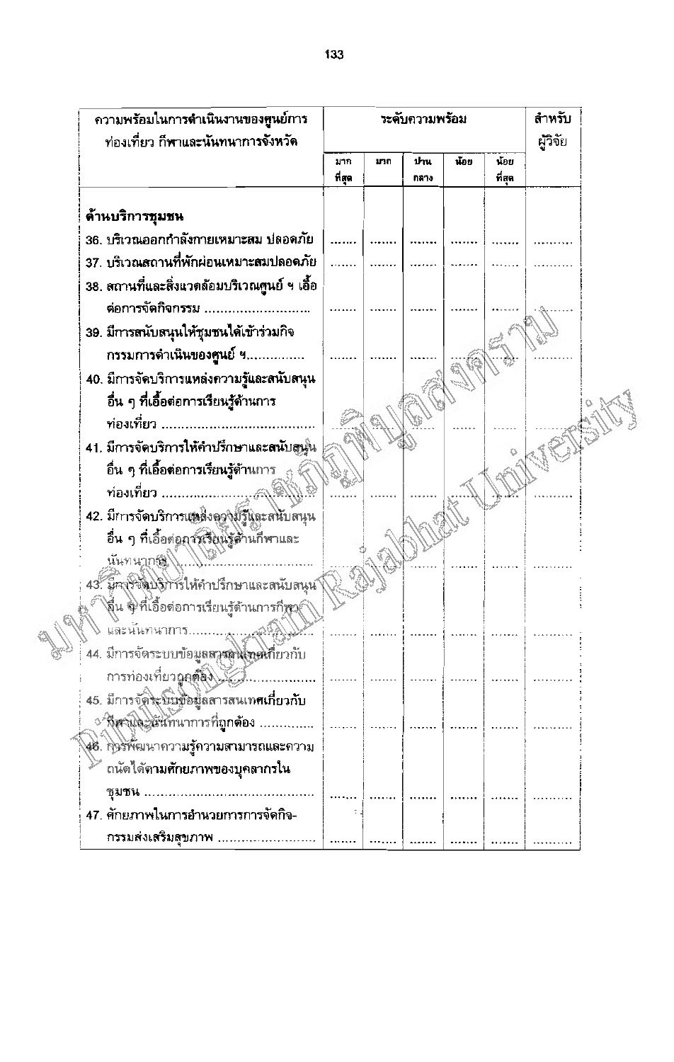| ความพร้อมในการดำเนินงานของศูนย์การท่องเที่ยว กีฬาและนันทนาการจังหวัด | ระดับความพร้อม | | | | | สำหรับผู้วิจัย |
|---|---|---|---|---|---|---|
| | มากที่สุด | มาก | ปานกลาง | น้อย | น้อยที่สุด | |
| **ด้านบริการชุมชน** | | | | | | |
| 36. บริเวณออกกำลังกายเหมาะสม ปลอดภัย | ....... | ....... | ....... | ....... | ....... | .......... |
| 37. บริเวณสถานที่พักผ่อนเหมาะสมปลอดภัย | ....... | ....... | ....... | ....... | ....... | .......... |
| 38. สถานที่และสิ่งแวดล้อมบริเวณศูนย์ ฯ เอื้อต่อการจัดกิจกรรม .......................... | ....... | ....... | ....... | ....... | ....... | .......... |
| 39. มีการสนับสนุนให้ชุมชนได้เข้าร่วมกิจกรรมการดำเนินของศูนย์ ฯ.............. | ....... | ....... | ....... | ....... | ....... | .......... |
| 40. มีการจัดบริการแหล่งความรู้และสนับสนุนอื่น ๆ ที่เอื้อต่อการเรียนรู้ด้านการท่องเที่ยว .................................... | ....... | ....... | ....... | ....... | ....... | .......... |
| 41. มีการจัดบริการให้คำปรึกษาและสนับสนุนอื่น ๆ ที่เอื้อต่อการเรียนรู้ด้านการท่องเที่ยว .................................... | ....... | ....... | ....... | ....... | ....... | .......... |
| 42. มีการจัดบริการแหล่งความรู้และสนับสนุนอื่น ๆ ที่เอื้อต่อการเรียนรู้ด้านกีฬาและนันทนาการ.............................. | ....... | ....... | ....... | ....... | ....... | .......... |
| 43. มีการจัดบริการให้คำปรึกษาและสนับสนุนอื่น ๆ ที่เอื้อต่อการเรียนรู้ด้านการกีฬาและนันทนาการ.............................. | ....... | ....... | ....... | ....... | ....... | .......... |
| 44. มีการจัดระบบข้อมูลสารสนเทศเกี่ยวกับการท่องเที่ยวถูกต้อง ....................... | ....... | ....... | ....... | ....... | ....... | .......... |
| 45. มีการจัดระบบข้อมูลสารสนเทศเกี่ยวกับกีฬาและนันทนาการที่ถูกต้อง .............. | ....... | ....... | ....... | ....... | ....... | .......... |
| 46. การพัฒนาความรู้ความสามารถและความถนัดได้ตามศักยภาพของบุคลากรในชุมชน ...................................... | ....... | ....... | ....... | ....... | ....... | .......... |
| 47. ศักยภาพในการอำนวยการการจัดกิจกรรมส่งเสริมสุขภาพ ........................ | ....... | ....... | ....... | ....... | ....... | .......... |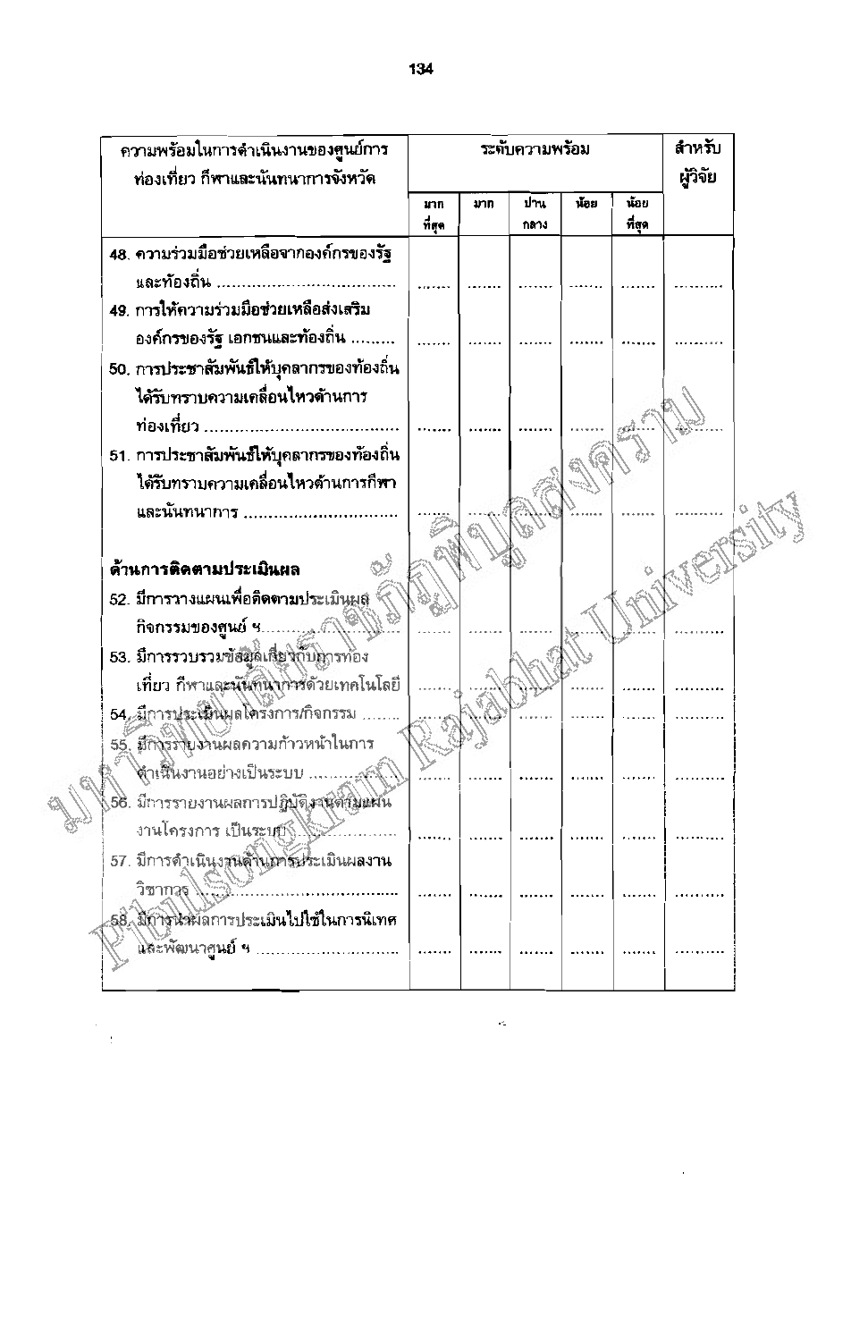| ความพร้อมในการดำเนินงานของศูนย์การท่องเที่ยว กีฬาและนันทนาการจังหวัด | ระดับความพร้อม | | | | | สำหรับผู้วิจัย |
|---|---|---|---|---|---|---|
| | มากที่สุด | มาก | ปานกลาง | น้อย | น้อยที่สุด | |
| 48. ความร่วมมือช่วยเหลือจากองค์กรของรัฐและท้องถิ่น ................................ | ....... | ....... | ....... | ....... | ....... | .......... |
| 49. การให้ความร่วมมือช่วยเหลือส่งเสริมองค์กรของรัฐ เอกชนและท้องถิ่น ......... | ....... | ....... | ....... | ....... | ....... | .......... |
| 50. การประชาสัมพันธ์ให้บุคลากรของท้องถิ่นได้รับทราบความเคลื่อนไหวด้านการท่องเที่ยว ................................ | ....... | ....... | ....... | ....... | ....... | .......... |
| 51. การประชาสัมพันธ์ให้บุคลากรของท้องถิ่นได้รับทราบความเคลื่อนไหวด้านการกีฬาและนันทนาการ ............................ | ....... | ....... | ....... | ....... | ....... | .......... |
| **ด้านการติดตามประเมินผล** | | | | | | |
| 52. มีการวางแผนเพื่อติดตามประเมินผลกิจกรรมของศูนย์ ฯ........................ | ....... | ....... | ....... | ....... | ....... | .......... |
| 53. มีการรวบรวมข้อมูลเกี่ยวกับการท่องเที่ยว กีฬาและนันทนาการด้วยเทคโนโลยี | ....... | ....... | ....... | ....... | ....... | .......... |
| 54. มีการประเมินผลโครงการ/กิจกรรม ........ | ....... | ....... | ....... | ....... | ....... | .......... |
| 55. มีการรายงานผลความก้าวหน้าในการดำเนินงานอย่างเป็นระบบ ................ | ....... | ....... | ....... | ....... | ....... | .......... |
| 56. มีการรายงานผลการปฏิบัติงานตามแผนงานโครงการ เป็นระบบ .................. | ....... | ....... | ....... | ....... | ....... | .......... |
| 57. มีการดำเนินงานด้านการประเมินผลงานวิชาการ ....................................... | ....... | ....... | ....... | ....... | ....... | .......... |
| 58. มีการนำผลการประเมินไปใช้ในการนิเทศและพัฒนาศูนย์ ฯ ............................ | ....... | ....... | ....... | ....... | ....... | .......... |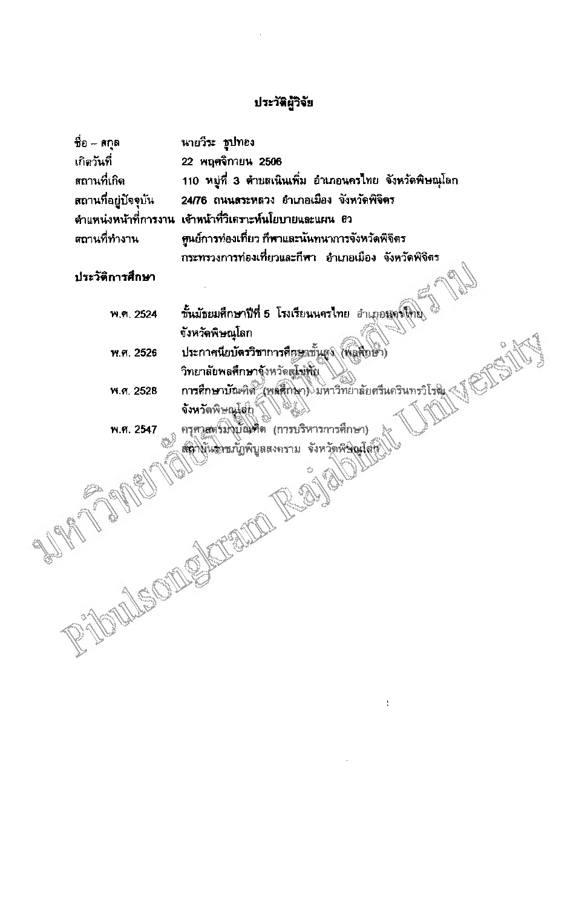# ประวัติผู้วิจัย

| | |
|---|---|
| ชื่อ – สกุล | นายวีระ ธูปทอง |
| เกิดวันที่ | 22 พฤศจิกายน 2506 |
| สถานที่เกิด | 110 หมู่ที่ 3 ตำบลเนินเพิ่ม อำเภอนครไทย จังหวัดพิษณุโลก |
| สถานที่อยู่ปัจจุบัน | 24/76 ถนนสระหลวง อำเภอเมือง จังหวัดพิจิตร |
| ตำแหน่งหน้าที่การงาน | เจ้าหน้าที่วิเคราะห์นโยบายและแผน 6ว |
| สถานที่ทำงาน | ศูนย์การท่องเที่ยว กีฬาและนันทนาการจังหวัดพิจิตร กระทรวงการท่องเที่ยวและกีฬา อำเภอเมือง จังหวัดพิจิตร |

**ประวัติการศึกษา**

| | |
|---|---|
| พ.ศ. 2524 | ชั้นมัธยมศึกษาปีที่ 5 โรงเรียนนครไทย อำเภอนครไทย จังหวัดพิษณุโลก |
| พ.ศ. 2526 | ประกาศนียบัตรวิชาการศึกษาชั้นสูง (พลศึกษา) วิทยาลัยพลศึกษาจังหวัดสุโขทัย |
| พ.ศ. 2528 | การศึกษาบัณฑิต (พลศึกษา) มหาวิทยาลัยศรีนครินทรวิโรฒ จังหวัดพิษณุโลก |
| พ.ศ. 2547 | ครุศาสตรมหาบัณฑิต (การบริหารการศึกษา) สถาบันราชภัฏพิบูลสงคราม จังหวัดพิษณุโลก |